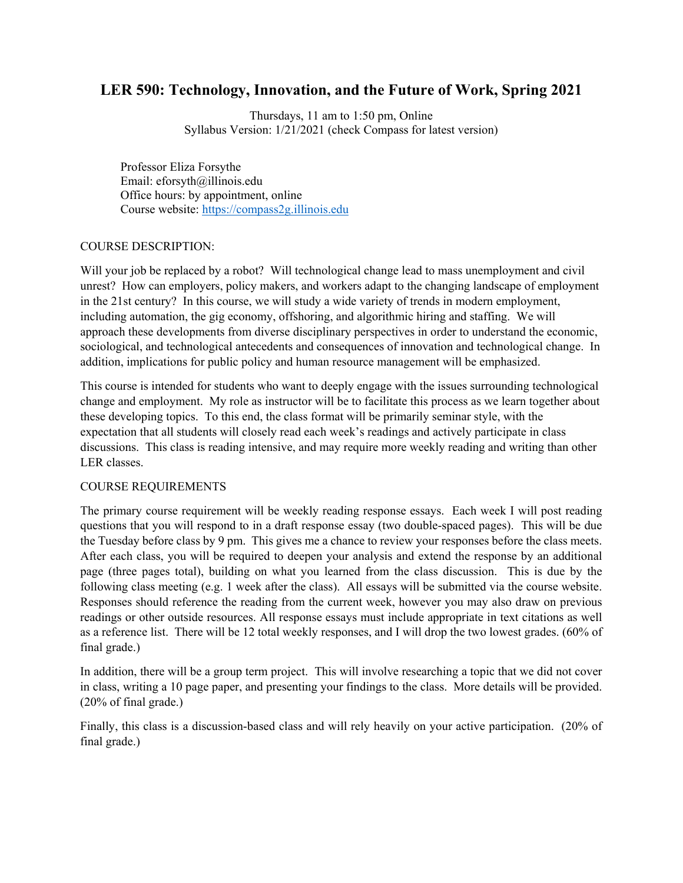# LER 590: Technology, Innovation, and the Future of Work, Spring 2021

Thursdays, 11 am to 1:50 pm, Online
Syllabus Version: 1/21/2021 (check Compass for latest version)

Professor Eliza Forsythe
Email: eforsyth@illinois.edu
Office hours: by appointment, online
Course website: https://compass2g.illinois.edu

COURSE DESCRIPTION:

Will your job be replaced by a robot? Will technological change lead to mass unemployment and civil unrest? How can employers, policy makers, and workers adapt to the changing landscape of employment in the 21st century? In this course, we will study a wide variety of trends in modern employment, including automation, the gig economy, offshoring, and algorithmic hiring and staffing. We will approach these developments from diverse disciplinary perspectives in order to understand the economic, sociological, and technological antecedents and consequences of innovation and technological change. In addition, implications for public policy and human resource management will be emphasized.

This course is intended for students who want to deeply engage with the issues surrounding technological change and employment. My role as instructor will be to facilitate this process as we learn together about these developing topics. To this end, the class format will be primarily seminar style, with the expectation that all students will closely read each week's readings and actively participate in class discussions. This class is reading intensive, and may require more weekly reading and writing than other LER classes.

COURSE REQUIREMENTS

The primary course requirement will be weekly reading response essays. Each week I will post reading questions that you will respond to in a draft response essay (two double-spaced pages). This will be due the Tuesday before class by 9 pm. This gives me a chance to review your responses before the class meets. After each class, you will be required to deepen your analysis and extend the response by an additional page (three pages total), building on what you learned from the class discussion. This is due by the following class meeting (e.g. 1 week after the class). All essays will be submitted via the course website. Responses should reference the reading from the current week, however you may also draw on previous readings or other outside resources. All response essays must include appropriate in text citations as well as a reference list. There will be 12 total weekly responses, and I will drop the two lowest grades. (60% of final grade.)

In addition, there will be a group term project. This will involve researching a topic that we did not cover in class, writing a 10 page paper, and presenting your findings to the class. More details will be provided. (20% of final grade.)

Finally, this class is a discussion-based class and will rely heavily on your active participation. (20% of final grade.)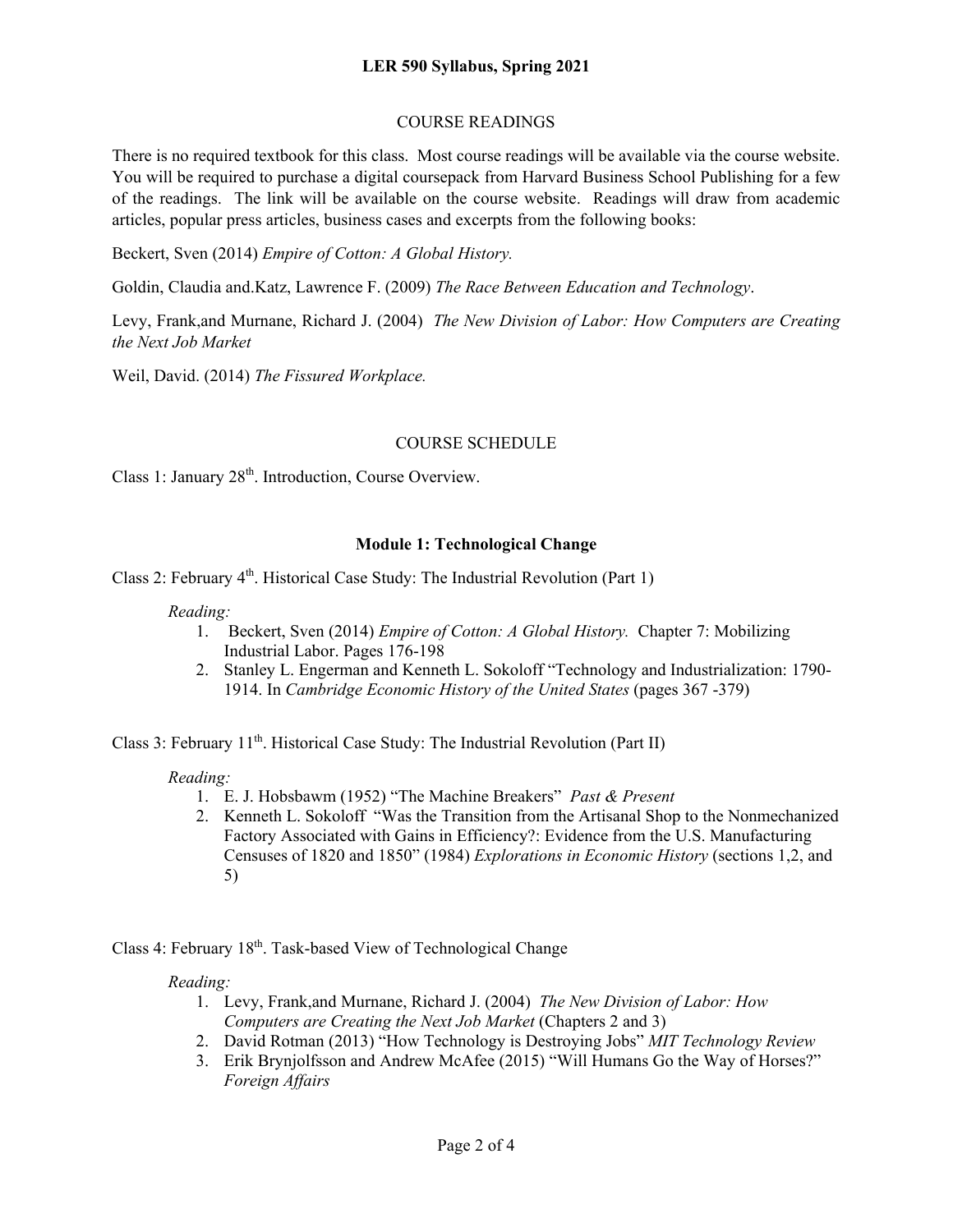## COURSE READINGS

There is no required textbook for this class. Most course readings will be available via the course website. You will be required to purchase a digital coursepack from Harvard Business School Publishing for a few of the readings. The link will be available on the course website. Readings will draw from academic articles, popular press articles, business cases and excerpts from the following books:

Beckert, Sven (2014) *Empire of Cotton: A Global History.*

Goldin, Claudia and.Katz, Lawrence F. (2009) *The Race Between Education and Technology*.

Levy, Frank,and Murnane, Richard J. (2004) *The New Division of Labor: How Computers are Creating the Next Job Market*

Weil, David. (2014) *The Fissured Workplace.*

## COURSE SCHEDULE

Class 1: January 28th. Introduction, Course Overview.

### Module 1: Technological Change

Class 2: February 4th. Historical Case Study: The Industrial Revolution (Part 1)

*Reading:*

1. Beckert, Sven (2014) *Empire of Cotton: A Global History.* Chapter 7: Mobilizing Industrial Labor. Pages 176-198
2. Stanley L. Engerman and Kenneth L. Sokoloff "Technology and Industrialization: 1790-1914. In *Cambridge Economic History of the United States* (pages 367 -379)

Class 3: February 11th. Historical Case Study: The Industrial Revolution (Part II)

*Reading:*

1. E. J. Hobsbawm (1952) "The Machine Breakers" *Past & Present*
2. Kenneth L. Sokoloff "Was the Transition from the Artisanal Shop to the Nonmechanized Factory Associated with Gains in Efficiency?: Evidence from the U.S. Manufacturing Censuses of 1820 and 1850" (1984) *Explorations in Economic History* (sections 1,2, and 5)

Class 4: February 18th. Task-based View of Technological Change

*Reading:*

1. Levy, Frank,and Murnane, Richard J. (2004) *The New Division of Labor: How Computers are Creating the Next Job Market* (Chapters 2 and 3)
2. David Rotman (2013) "How Technology is Destroying Jobs" *MIT Technology Review*
3. Erik Brynjolfsson and Andrew McAfee (2015) "Will Humans Go the Way of Horses?" *Foreign Affairs*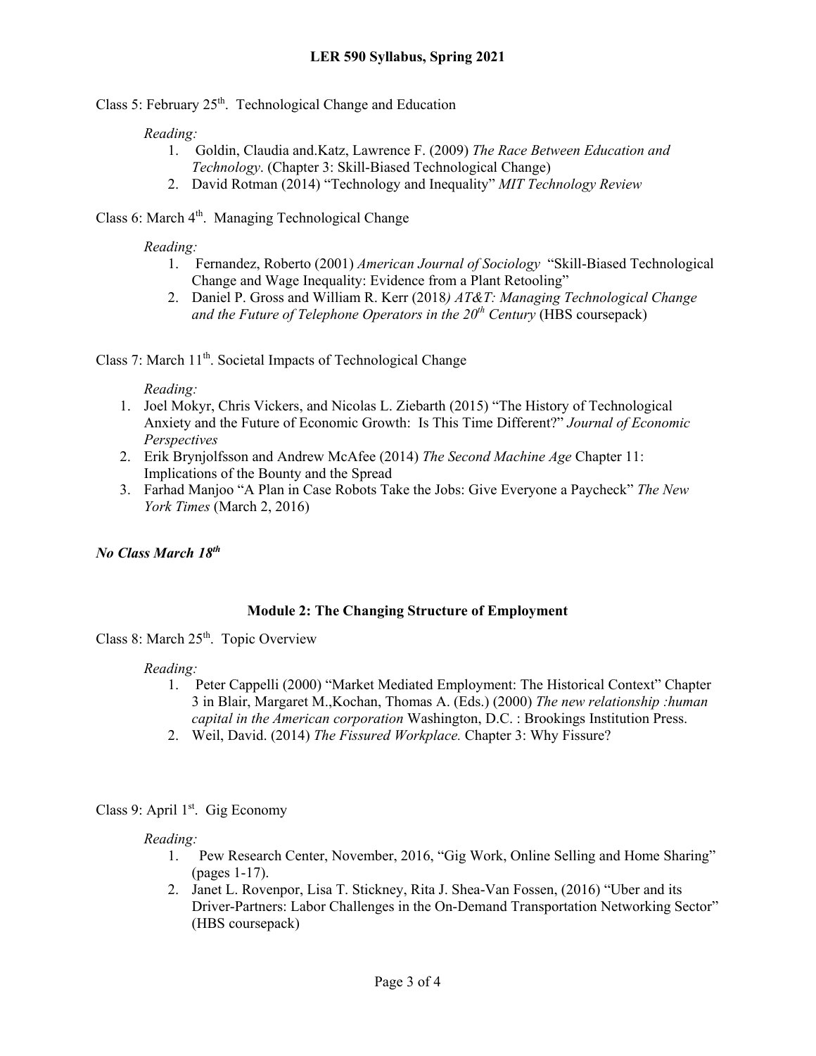Class 5: February 25th. Technological Change and Education

*Reading:*

1. Goldin, Claudia and.Katz, Lawrence F. (2009) *The Race Between Education and Technology*. (Chapter 3: Skill-Biased Technological Change)
2. David Rotman (2014) "Technology and Inequality" *MIT Technology Review*

Class 6: March 4th. Managing Technological Change

*Reading:*

1. Fernandez, Roberto (2001) *American Journal of Sociology* "Skill-Biased Technological Change and Wage Inequality: Evidence from a Plant Retooling"
2. Daniel P. Gross and William R. Kerr (2018*) AT&T: Managing Technological Change and the Future of Telephone Operators in the 20th Century* (HBS coursepack)

Class 7: March 11th. Societal Impacts of Technological Change

*Reading:*

1. Joel Mokyr, Chris Vickers, and Nicolas L. Ziebarth (2015) "The History of Technological Anxiety and the Future of Economic Growth: Is This Time Different?" *Journal of Economic Perspectives*
2. Erik Brynjolfsson and Andrew McAfee (2014) *The Second Machine Age* Chapter 11: Implications of the Bounty and the Spread
3. Farhad Manjoo "A Plan in Case Robots Take the Jobs: Give Everyone a Paycheck" *The New York Times* (March 2, 2016)

***No Class March 18th***

## Module 2: The Changing Structure of Employment

Class 8: March 25th. Topic Overview

*Reading:*

1. Peter Cappelli (2000) "Market Mediated Employment: The Historical Context" Chapter 3 in Blair, Margaret M.,Kochan, Thomas A. (Eds.) (2000) *The new relationship :human capital in the American corporation* Washington, D.C. : Brookings Institution Press.
2. Weil, David. (2014) *The Fissured Workplace.* Chapter 3: Why Fissure?

Class 9: April 1st. Gig Economy

*Reading:*

1. Pew Research Center, November, 2016, "Gig Work, Online Selling and Home Sharing" (pages 1-17).
2. Janet L. Rovenpor, Lisa T. Stickney, Rita J. Shea-Van Fossen, (2016) "Uber and its Driver-Partners: Labor Challenges in the On-Demand Transportation Networking Sector" (HBS coursepack)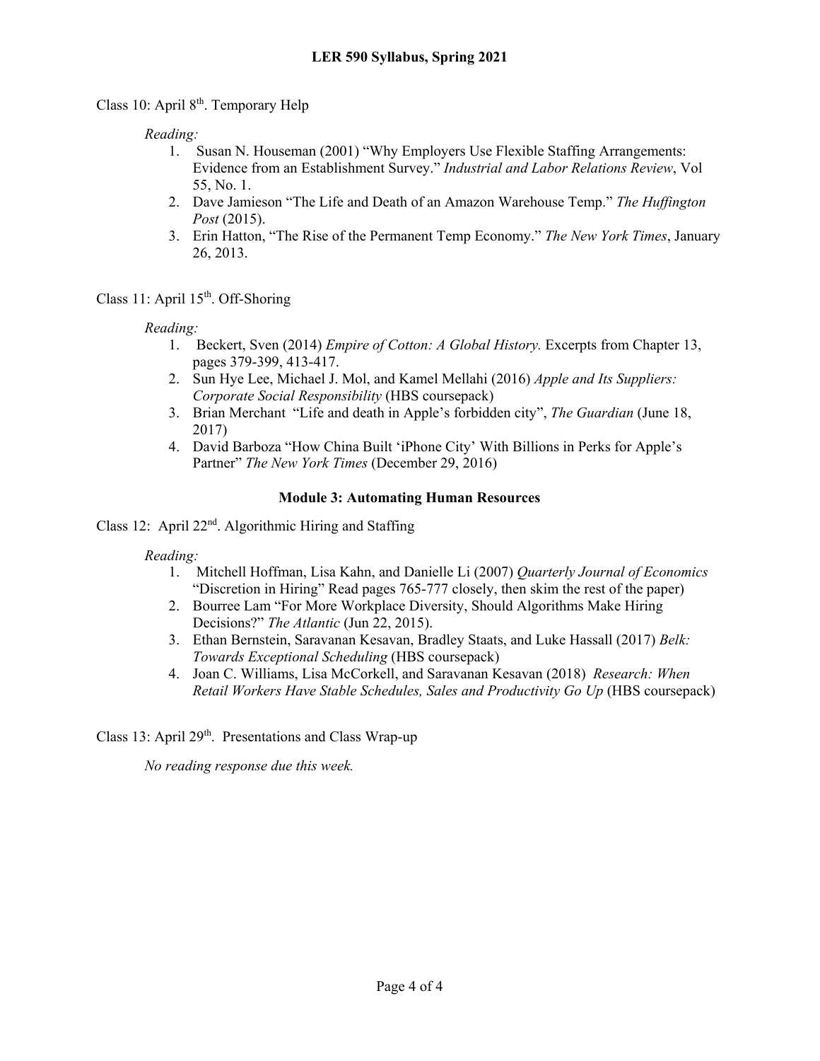Class 10: April 8th. Temporary Help

*Reading:*

1. Susan N. Houseman (2001) “Why Employers Use Flexible Staffing Arrangements: Evidence from an Establishment Survey.” *Industrial and Labor Relations Review*, Vol 55, No. 1.
2. Dave Jamieson “The Life and Death of an Amazon Warehouse Temp.” *The Huffington Post* (2015).
3. Erin Hatton, “The Rise of the Permanent Temp Economy.” *The New York Times*, January 26, 2013.

Class 11: April 15th. Off-Shoring

*Reading:*

1. Beckert, Sven (2014) *Empire of Cotton: A Global History.* Excerpts from Chapter 13, pages 379-399, 413-417.
2. Sun Hye Lee, Michael J. Mol, and Kamel Mellahi (2016) *Apple and Its Suppliers: Corporate Social Responsibility* (HBS coursepack)
3. Brian Merchant “Life and death in Apple’s forbidden city”, *The Guardian* (June 18, 2017)
4. David Barboza “How China Built ‘iPhone City’ With Billions in Perks for Apple’s Partner” *The New York Times* (December 29, 2016)

## Module 3: Automating Human Resources

Class 12: April 22nd. Algorithmic Hiring and Staffing

*Reading:*

1. Mitchell Hoffman, Lisa Kahn, and Danielle Li (2007) *Quarterly Journal of Economics* “Discretion in Hiring” Read pages 765-777 closely, then skim the rest of the paper)
2. Bourree Lam “For More Workplace Diversity, Should Algorithms Make Hiring Decisions?” *The Atlantic* (Jun 22, 2015).
3. Ethan Bernstein, Saravanan Kesavan, Bradley Staats, and Luke Hassall (2017) *Belk: Towards Exceptional Scheduling* (HBS coursepack)
4. Joan C. Williams, Lisa McCorkell, and Saravanan Kesavan (2018) *Research: When Retail Workers Have Stable Schedules, Sales and Productivity Go Up* (HBS coursepack)

Class 13: April 29th. Presentations and Class Wrap-up

*No reading response due this week.*